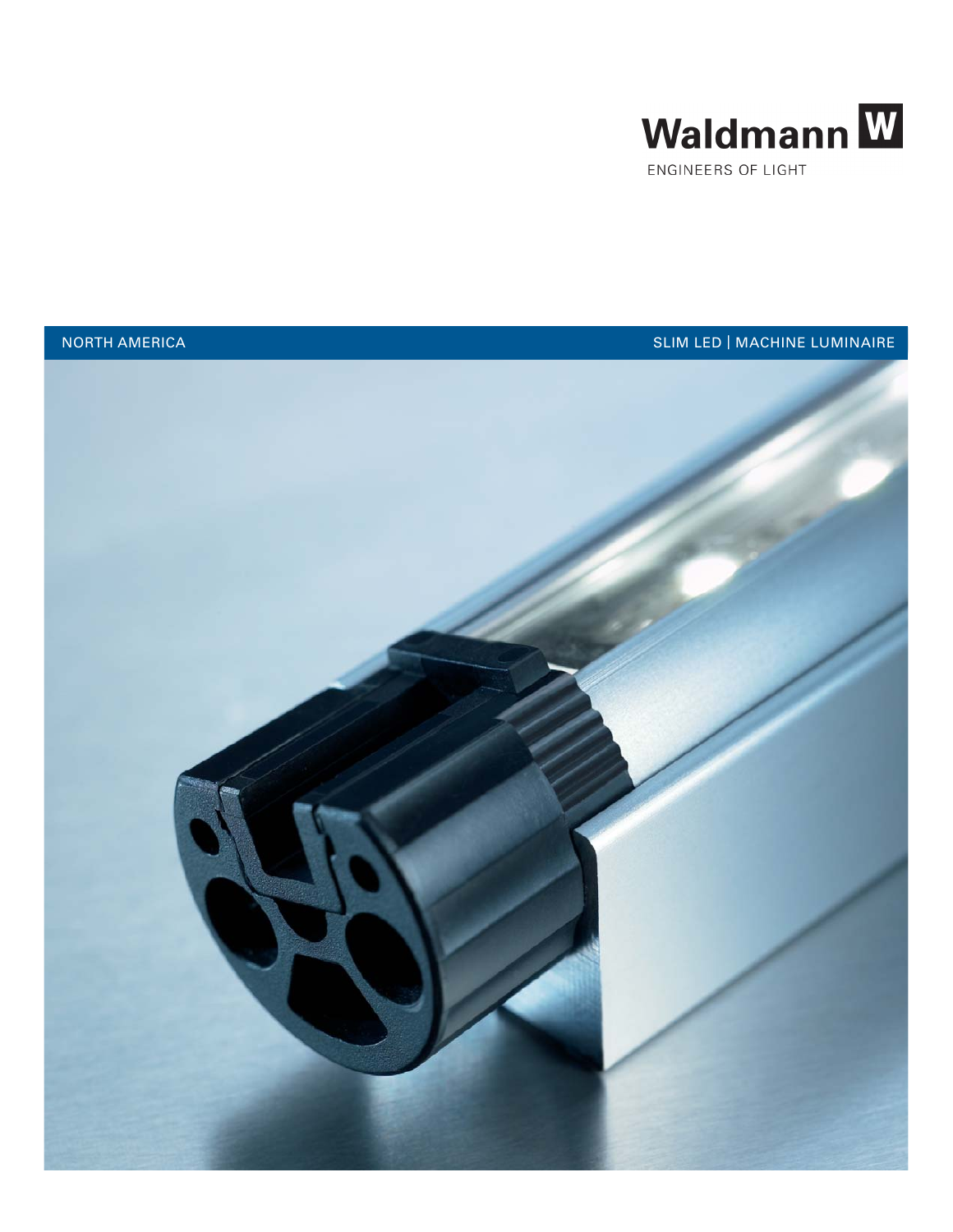Waldmann

ENGINEERS OF LIGHT

NORTH AMERICA

SLIM LED | MACHINE LUMINAIRE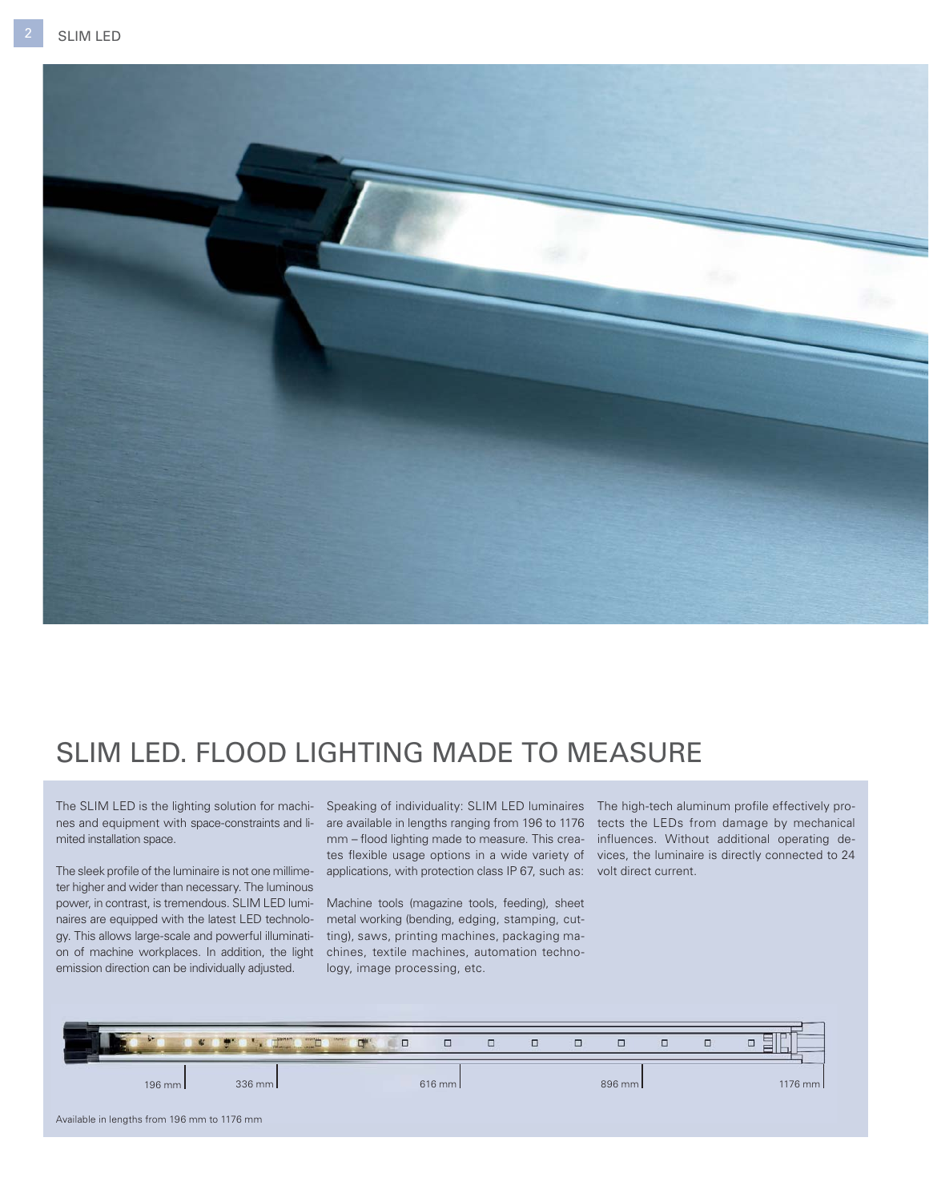# SLIM LED. FLOOD LIGHTING MADE TO MEASURE

The SLIM LED is the lighting solution for machines and equipment with space-constraints and limited installation space.

The sleek profile of the luminaire is not one millimeter higher and wider than necessary. The luminous power, in contrast, is tremendous. SLIM LED luminaires are equipped with the latest LED technology. This allows large-scale and powerful illumination of machine workplaces. In addition, the light emission direction can be individually adjusted.

Speaking of individuality: SLIM LED luminaires are available in lengths ranging from 196 to 1176 mm – flood lighting made to measure. This creates flexible usage options in a wide variety of applications, with protection class IP 67, such as:

Machine tools (magazine tools, feeding), sheet metal working (bending, edging, stamping, cutting), saws, printing machines, packaging machines, textile machines, automation technology, image processing, etc.

The high-tech aluminum profile effectively protects the LEDs from damage by mechanical influences. Without additional operating devices, the luminaire is directly connected to 24 volt direct current.

196 mm | 336 mm | 616 mm | 896 mm | 1176 mm

Available in lengths from 196 mm to 1176 mm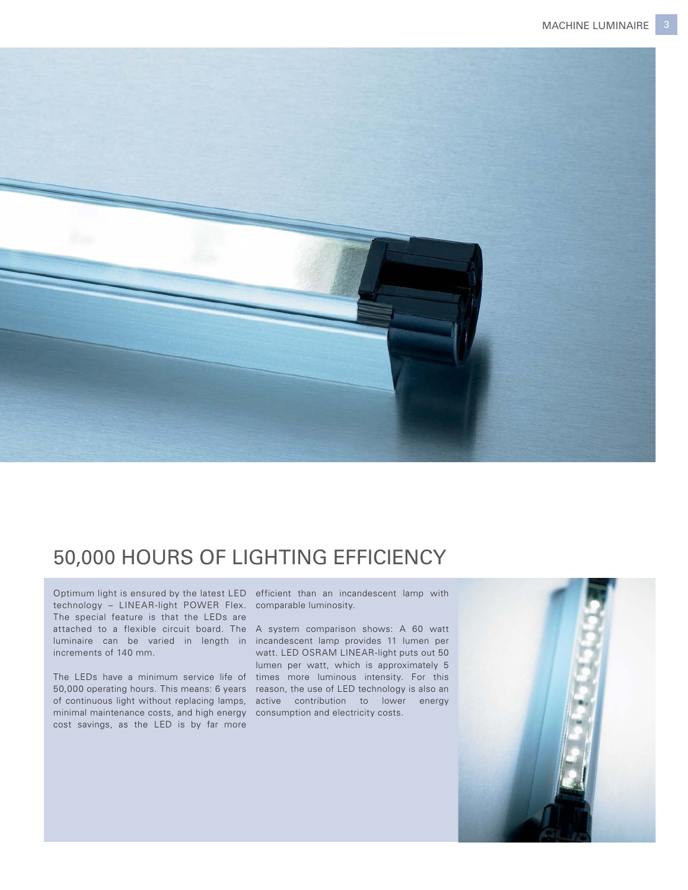## 50,000 HOURS OF LIGHTING EFFICIENCY

Optimum light is ensured by the latest LED technology – LINEAR-light POWER Flex. The special feature is that the LEDs are attached to a flexible circuit board. The luminaire can be varied in length in increments of 140 mm.

The LEDs have a minimum service life of 50,000 operating hours. This means: 6 years of continuous light without replacing lamps, minimal maintenance costs, and high energy cost savings, as the LED is by far more efficient than an incandescent lamp with comparable luminosity.

A system comparison shows: A 60 watt incandescent lamp provides 11 lumen per watt. LED OSRAM LINEAR-light puts out 50 lumen per watt, which is approximately 5 times more luminous intensity. For this reason, the use of LED technology is also an active contribution to lower energy consumption and electricity costs.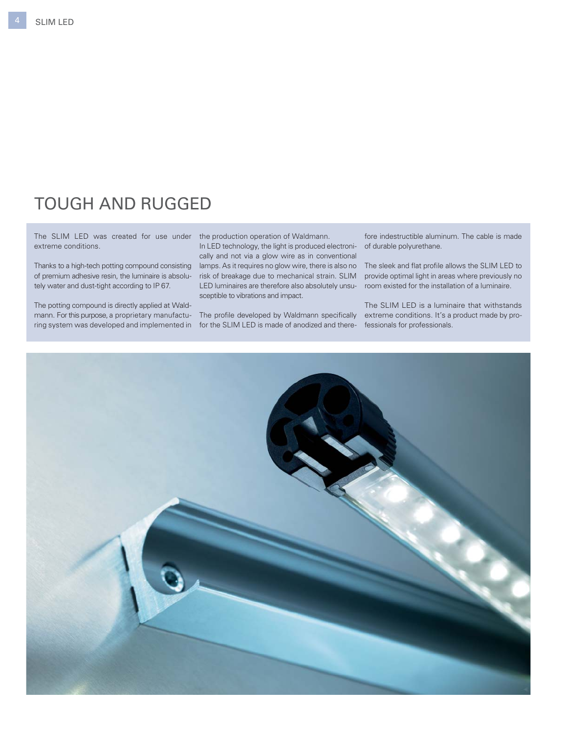# TOUGH AND RUGGED

The SLIM LED was created for use under extreme conditions.

Thanks to a high-tech potting compound consisting of premium adhesive resin, the luminaire is absolutely water and dust-tight according to IP 67.

The potting compound is directly applied at Waldmann. For this purpose, a proprietary manufacturing system was developed and implemented in the production operation of Waldmann.

In LED technology, the light is produced electronically and not via a glow wire as in conventional lamps. As it requires no glow wire, there is also no risk of breakage due to mechanical strain. SLIM LED luminaires are therefore also absolutely unsusceptible to vibrations and impact.

The profile developed by Waldmann specifically for the SLIM LED is made of anodized and therefore indestructible aluminum. The cable is made of durable polyurethane.

The sleek and flat profile allows the SLIM LED to provide optimal light in areas where previously no room existed for the installation of a luminaire.

The SLIM LED is a luminaire that withstands extreme conditions. It's a product made by professionals for professionals.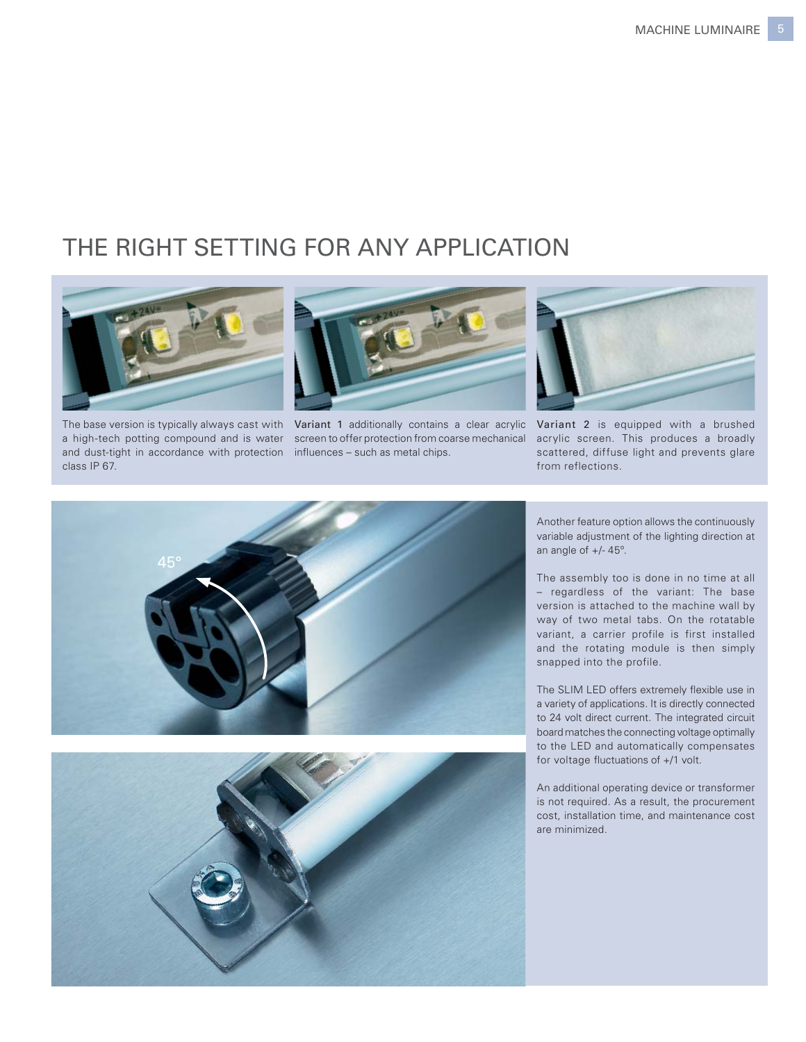# THE RIGHT SETTING FOR ANY APPLICATION

The base version is typically always cast with a high-tech potting compound and is water and dust-tight in accordance with protection class IP 67.

**Variant 1** additionally contains a clear acrylic screen to offer protection from coarse mechanical influences – such as metal chips.

**Variant 2** is equipped with a brushed acrylic screen. This produces a broadly scattered, diffuse light and prevents glare from reflections.

Another feature option allows the continuously variable adjustment of the lighting direction at an angle of +/- 45°.

The assembly too is done in no time at all – regardless of the variant: The base version is attached to the machine wall by way of two metal tabs. On the rotatable variant, a carrier profile is first installed and the rotating module is then simply snapped into the profile.

The SLIM LED offers extremely flexible use in a variety of applications. It is directly connected to 24 volt direct current. The integrated circuit board matches the connecting voltage optimally to the LED and automatically compensates for voltage fluctuations of +/1 volt.

An additional operating device or transformer is not required. As a result, the procurement cost, installation time, and maintenance cost are minimized.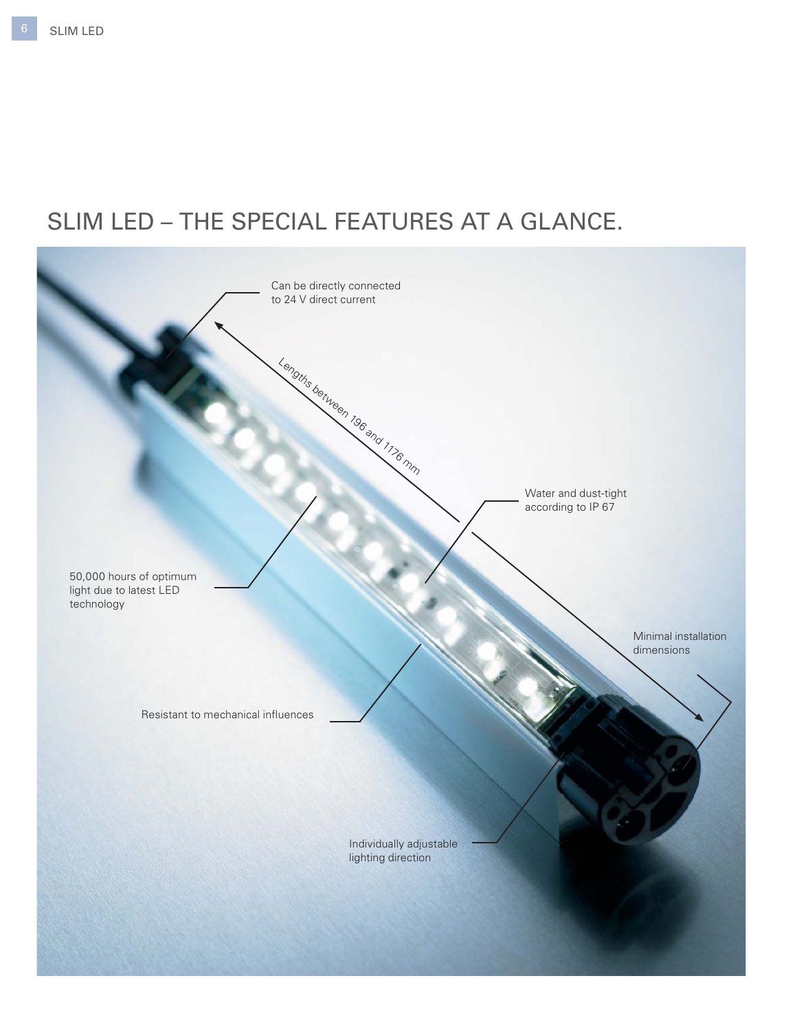# SLIM LED – THE SPECIAL FEATURES AT A GLANCE.

Can be directly connected to 24 V direct current

Lengths between 196 and 1176 mm

Water and dust-tight according to IP 67

50,000 hours of optimum light due to latest LED technology

Minimal installation dimensions

Resistant to mechanical influences

Individually adjustable lighting direction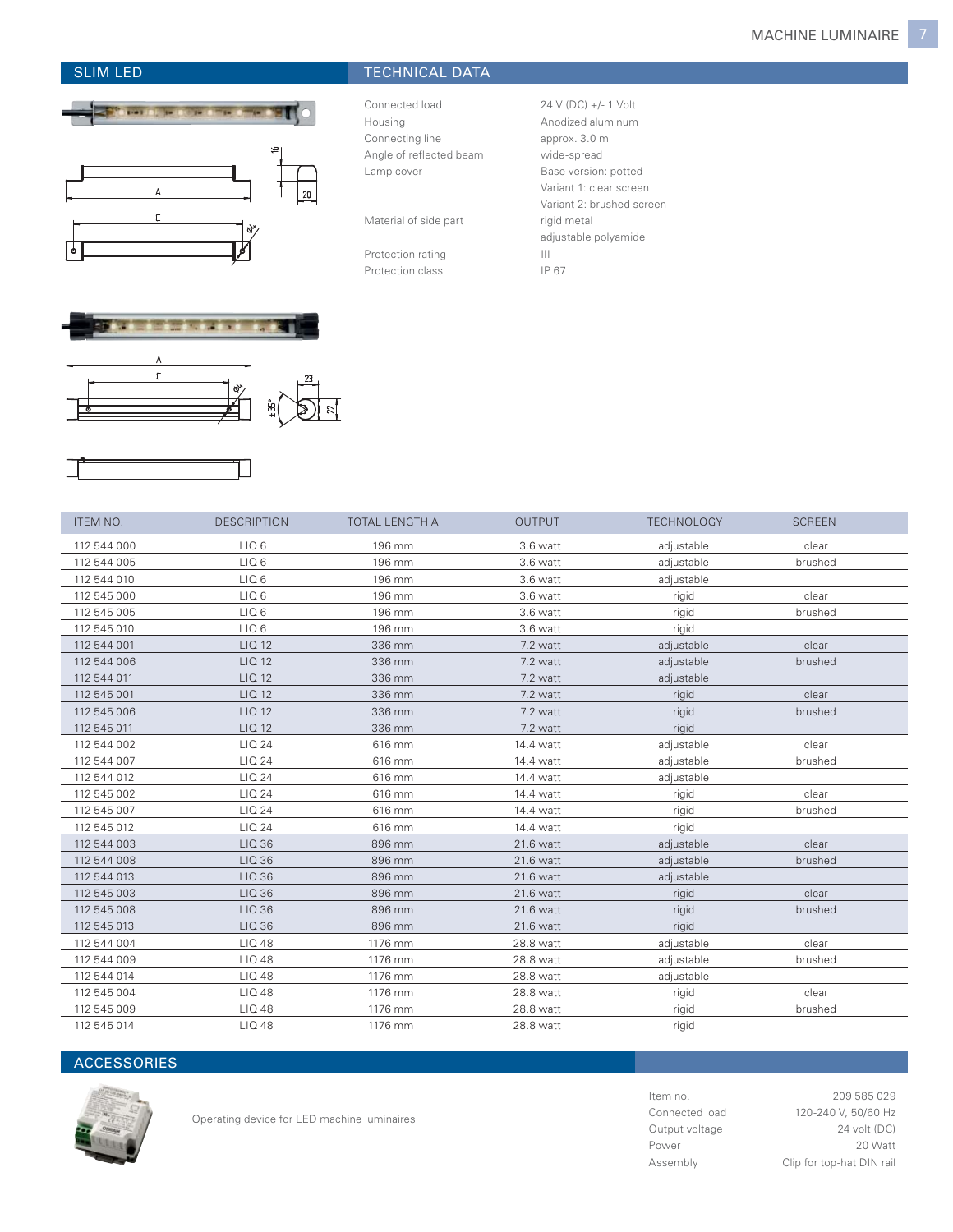## SLIM LED

## TECHNICAL DATA

| | |
|---|---|
| Connected load | 24 V (DC) +/- 1 Volt |
| Housing | Anodized aluminum |
| Connecting line | approx. 3.0 m |
| Angle of reflected beam | wide-spread |
| Lamp cover | Base version: potted<br>Variant 1: clear screen<br>Variant 2: brushed screen |
| Material of side part | rigid metal<br>adjustable polyamide |
| Protection rating | III |
| Protection class | IP 67 |

| ITEM NO. | DESCRIPTION | TOTAL LENGTH A | OUTPUT | TECHNOLOGY | SCREEN |
|---|---|---|---|---|---|
| 112 544 000 | LIQ 6 | 196 mm | 3.6 watt | adjustable | clear |
| 112 544 005 | LIQ 6 | 196 mm | 3.6 watt | adjustable | brushed |
| 112 544 010 | LIQ 6 | 196 mm | 3.6 watt | adjustable | |
| 112 545 000 | LIQ 6 | 196 mm | 3.6 watt | rigid | clear |
| 112 545 005 | LIQ 6 | 196 mm | 3.6 watt | rigid | brushed |
| 112 545 010 | LIQ 6 | 196 mm | 3.6 watt | rigid | |
| 112 544 001 | LIQ 12 | 336 mm | 7.2 watt | adjustable | clear |
| 112 544 006 | LIQ 12 | 336 mm | 7.2 watt | adjustable | brushed |
| 112 544 011 | LIQ 12 | 336 mm | 7.2 watt | adjustable | |
| 112 545 001 | LIQ 12 | 336 mm | 7.2 watt | rigid | clear |
| 112 545 006 | LIQ 12 | 336 mm | 7.2 watt | rigid | brushed |
| 112 545 011 | LIQ 12 | 336 mm | 7.2 watt | rigid | |
| 112 544 002 | LIQ 24 | 616 mm | 14.4 watt | adjustable | clear |
| 112 544 007 | LIQ 24 | 616 mm | 14.4 watt | adjustable | brushed |
| 112 544 012 | LIQ 24 | 616 mm | 14.4 watt | adjustable | |
| 112 545 002 | LIQ 24 | 616 mm | 14.4 watt | rigid | clear |
| 112 545 007 | LIQ 24 | 616 mm | 14.4 watt | rigid | brushed |
| 112 545 012 | LIQ 24 | 616 mm | 14.4 watt | rigid | |
| 112 544 003 | LIQ 36 | 896 mm | 21.6 watt | adjustable | clear |
| 112 544 008 | LIQ 36 | 896 mm | 21.6 watt | adjustable | brushed |
| 112 544 013 | LIQ 36 | 896 mm | 21.6 watt | adjustable | |
| 112 545 003 | LIQ 36 | 896 mm | 21.6 watt | rigid | clear |
| 112 545 008 | LIQ 36 | 896 mm | 21.6 watt | rigid | brushed |
| 112 545 013 | LIQ 36 | 896 mm | 21.6 watt | rigid | |
| 112 544 004 | LIQ 48 | 1176 mm | 28.8 watt | adjustable | clear |
| 112 544 009 | LIQ 48 | 1176 mm | 28.8 watt | adjustable | brushed |
| 112 544 014 | LIQ 48 | 1176 mm | 28.8 watt | adjustable | |
| 112 545 004 | LIQ 48 | 1176 mm | 28.8 watt | rigid | clear |
| 112 545 009 | LIQ 48 | 1176 mm | 28.8 watt | rigid | brushed |
| 112 545 014 | LIQ 48 | 1176 mm | 28.8 watt | rigid | |

## ACCESSORIES

Operating device for LED machine luminaires

| | |
|---|---|
| Item no. | 209 585 029 |
| Connected load | 120-240 V, 50/60 Hz |
| Output voltage | 24 volt (DC) |
| Power | 20 Watt |
| Assembly | Clip for top-hat DIN rail |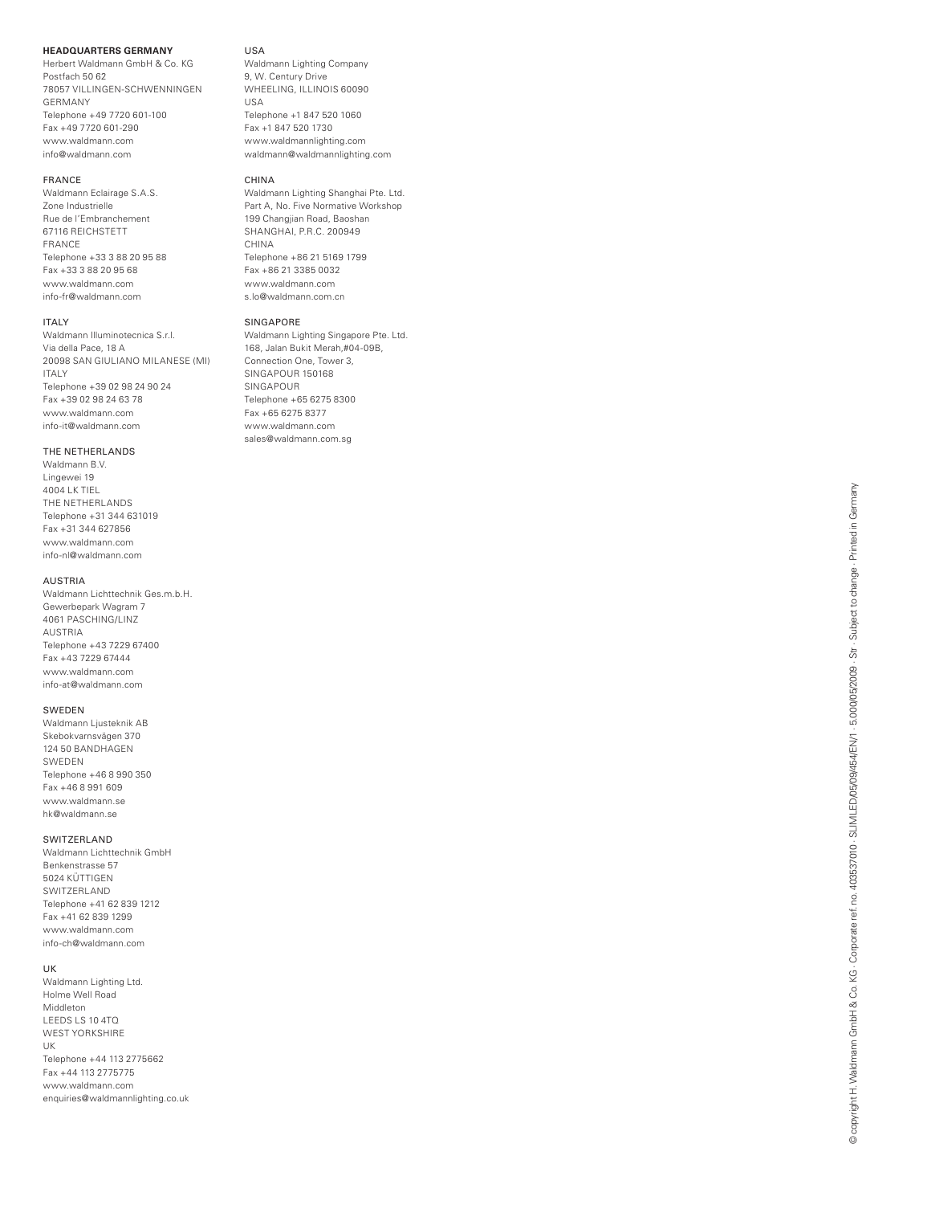**HEADQUARTERS GERMANY**
Herbert Waldmann GmbH & Co. KG
Postfach 50 62
78057 VILLINGEN-SCHWENNINGEN
GERMANY
Telephone +49 7720 601-100
Fax +49 7720 601-290
www.waldmann.com
info@waldmann.com

FRANCE
Waldmann Eclairage S.A.S.
Zone Industrielle
Rue de l'Embranchement
67116 REICHSTETT
FRANCE
Telephone +33 3 88 20 95 88
Fax +33 3 88 20 95 68
www.waldmann.com
info-fr@waldmann.com

ITALY
Waldmann Illuminotecnica S.r.l.
Via della Pace, 18 A
20098 SAN GIULIANO MILANESE (MI)
ITALY
Telephone +39 02 98 24 90 24
Fax +39 02 98 24 63 78
www.waldmann.com
info-it@waldmann.com

THE NETHERLANDS
Waldmann B.V.
Lingewei 19
4004 LK TIEL
THE NETHERLANDS
Telephone +31 344 631019
Fax +31 344 627856
www.waldmann.com
info-nl@waldmann.com

AUSTRIA
Waldmann Lichttechnik Ges.m.b.H.
Gewerbepark Wagram 7
4061 PASCHING/LINZ
AUSTRIA
Telephone +43 7229 67400
Fax +43 7229 67444
www.waldmann.com
info-at@waldmann.com

SWEDEN
Waldmann Ljusteknik AB
Skebokvarnsvägen 370
124 50 BANDHAGEN
SWEDEN
Telephone +46 8 990 350
Fax +46 8 991 609
www.waldmann.se
hk@waldmann.se

SWITZERLAND
Waldmann Lichttechnik GmbH
Benkenstrasse 57
5024 KÜTTIGEN
SWITZERLAND
Telephone +41 62 839 1212
Fax +41 62 839 1299
www.waldmann.com
info-ch@waldmann.com

UK
Waldmann Lighting Ltd.
Holme Well Road
Middleton
LEEDS LS 10 4TQ
WEST YORKSHIRE
UK
Telephone +44 113 2775662
Fax +44 113 2775775
www.waldmann.com
enquiries@waldmannlighting.co.uk

USA
Waldmann Lighting Company
9, W. Century Drive
WHEELING, ILLINOIS 60090
USA
Telephone +1 847 520 1060
Fax +1 847 520 1730
www.waldmannlighting.com
waldmann@waldmannlighting.com

CHINA
Waldmann Lighting Shanghai Pte. Ltd.
Part A, No. Five Normative Workshop
199 Changjian Road, Baoshan
SHANGHAI, P.R.C. 200949
CHINA
Telephone +86 21 5169 1799
Fax +86 21 3385 0032
www.waldmann.com
s.lo@waldmann.com.cn

SINGAPORE
Waldmann Lighting Singapore Pte. Ltd.
168, Jalan Bukit Merah,#04-09B,
Connection One, Tower 3,
SINGAPOUR 150168
SINGAPOUR
Telephone +65 6275 8300
Fax +65 6275 8377
www.waldmann.com
sales@waldmann.com.sg

© copyright H. Waldmann GmbH & Co. KG · Corporate ref. no. 403537010 · SLIMLED/05/09/454/EN/1 · 5.000/05/2009 · Str · Subject to change · Printed in Germany